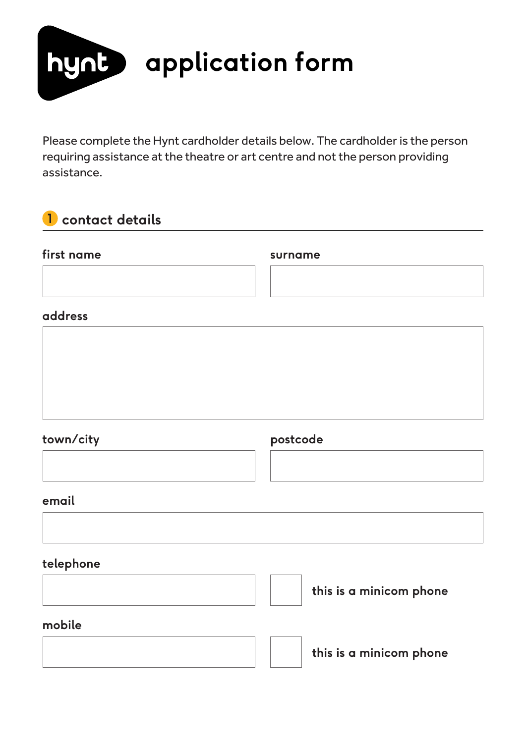# hynt application form

Please complete the Hynt cardholder details below. The cardholder is the person requiring assistance at the theatre or art centre and not the person providing assistance.

## 1 contact details

**first name**

**surname**

**address**

**town/city**

**postcode**

**email**

**telephone**

☐ this is a minicom phone

**mobile**

☐ this is a minicom phone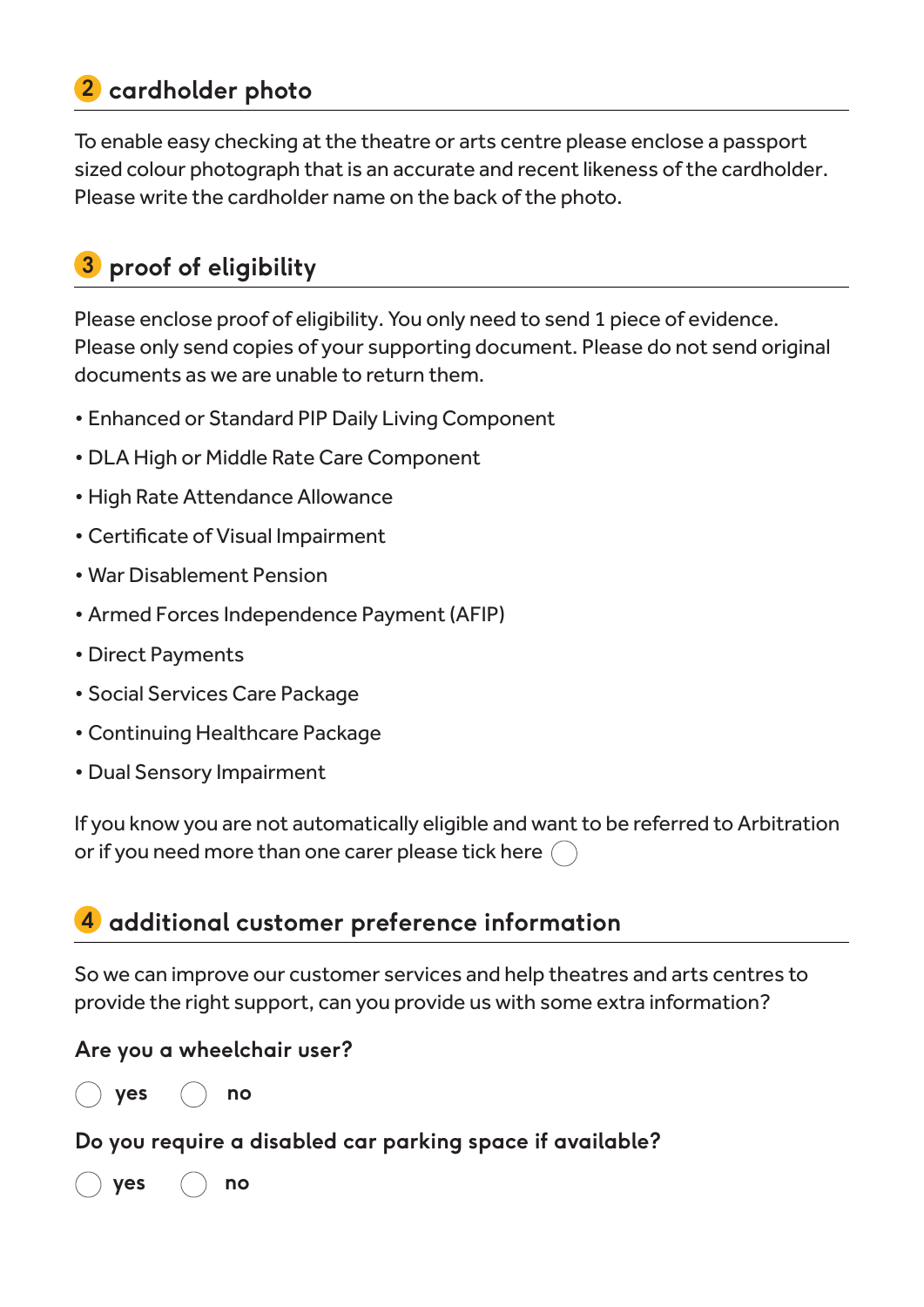## 2 cardholder photo

To enable easy checking at the theatre or arts centre please enclose a passport sized colour photograph that is an accurate and recent likeness of the cardholder. Please write the cardholder name on the back of the photo.

## 3 proof of eligibility

Please enclose proof of eligibility. You only need to send 1 piece of evidence. Please only send copies of your supporting document. Please do not send original documents as we are unable to return them.

- Enhanced or Standard PIP Daily Living Component
- DLA High or Middle Rate Care Component
- High Rate Attendance Allowance
- Certificate of Visual Impairment
- War Disablement Pension
- Armed Forces Independence Payment (AFIP)
- Direct Payments
- Social Services Care Package
- Continuing Healthcare Package
- Dual Sensory Impairment

If you know you are not automatically eligible and want to be referred to Arbitration or if you need more than one carer please tick here ◯

## 4 additional customer preference information

So we can improve our customer services and help theatres and arts centres to provide the right support, can you provide us with some extra information?

**Are you a wheelchair user?**

◯ **yes** ◯ **no**

**Do you require a disabled car parking space if available?**

◯ **yes** ◯ **no**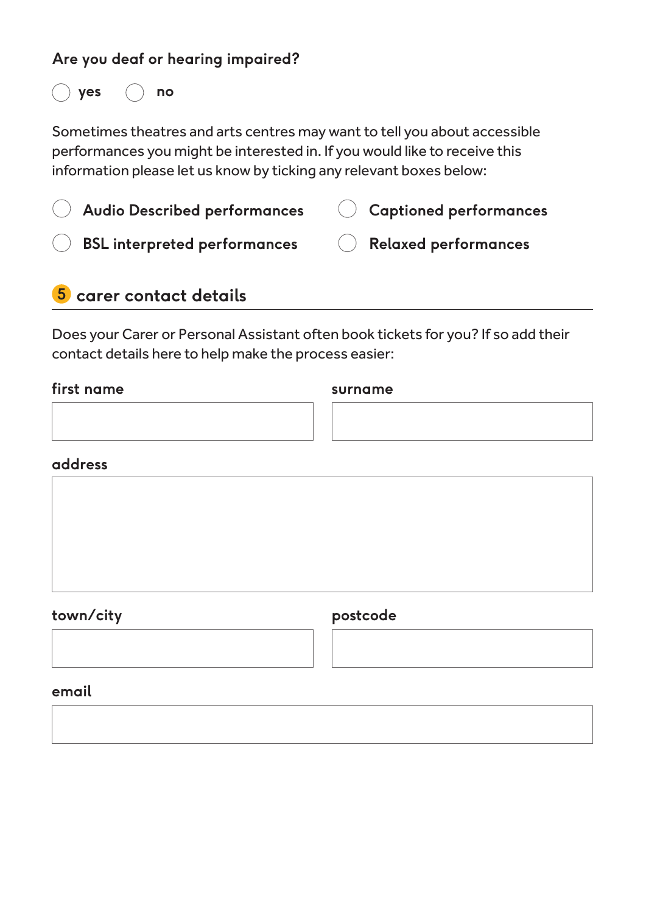**Are you deaf or hearing impaired?**

- ○ yes
- ○ no

Sometimes theatres and arts centres may want to tell you about accessible performances you might be interested in. If you would like to receive this information please let us know by ticking any relevant boxes below:

- ○ **Audio Described performances**
- ○ **Captioned performances**
- ○ **BSL interpreted performances**
- ○ **Relaxed performances**

## 5 carer contact details

Does your Carer or Personal Assistant often book tickets for you? If so add their contact details here to help make the process easier:

**first name**

**surname**

**address**

**town/city**

**postcode**

**email**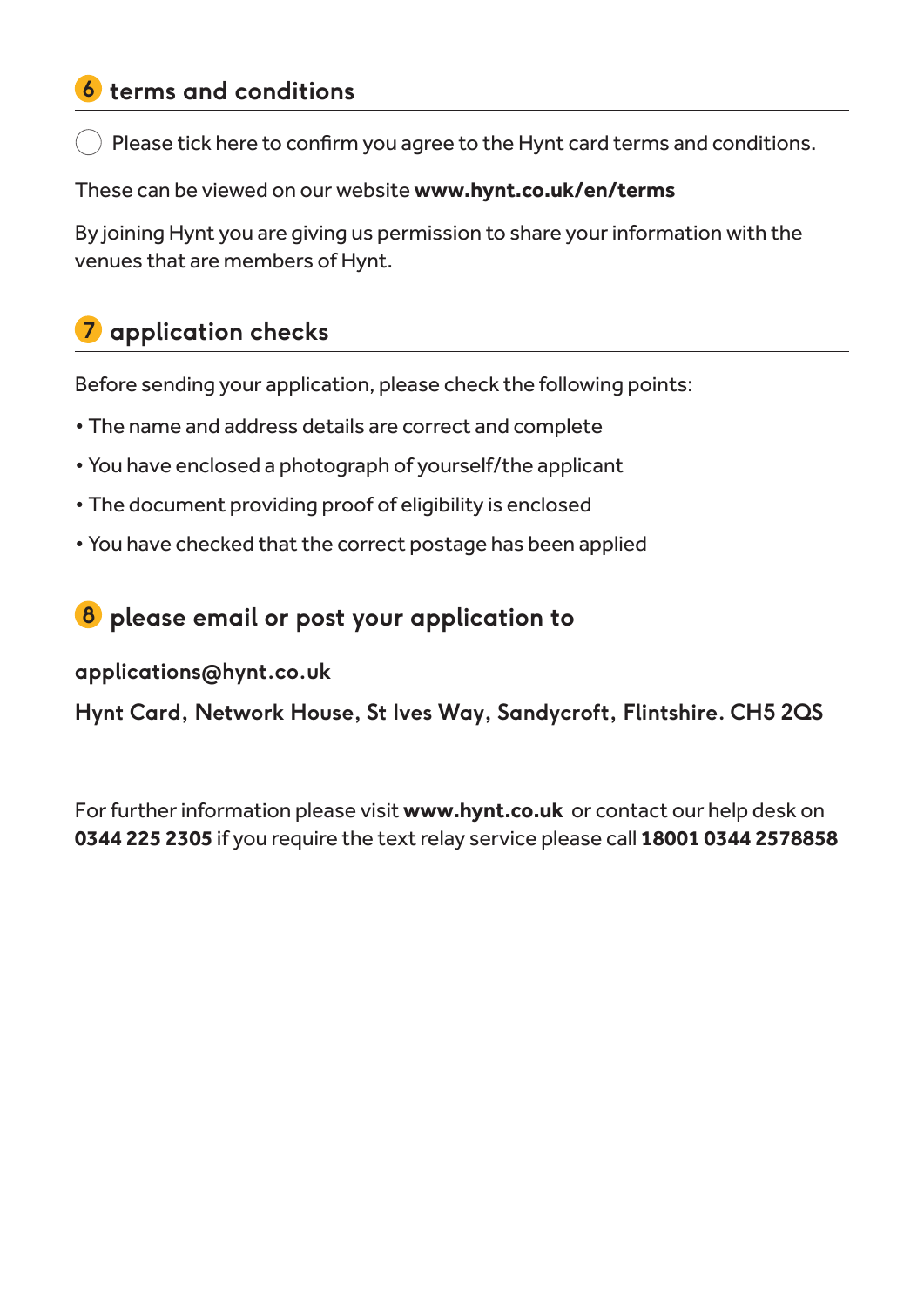## 6 terms and conditions

- [ ] Please tick here to confirm you agree to the Hynt card terms and conditions.

These can be viewed on our website **www.hynt.co.uk/en/terms**

By joining Hynt you are giving us permission to share your information with the venues that are members of Hynt.

## 7 application checks

Before sending your application, please check the following points:

- The name and address details are correct and complete
- You have enclosed a photograph of yourself/the applicant
- The document providing proof of eligibility is enclosed
- You have checked that the correct postage has been applied

## 8 please email or post your application to

**applications@hynt.co.uk**

**Hynt Card, Network House, St Ives Way, Sandycroft, Flintshire. CH5 2QS**

---

For further information please visit **www.hynt.co.uk** or contact our help desk on **0344 225 2305** if you require the text relay service please call **18001 0344 2578858**